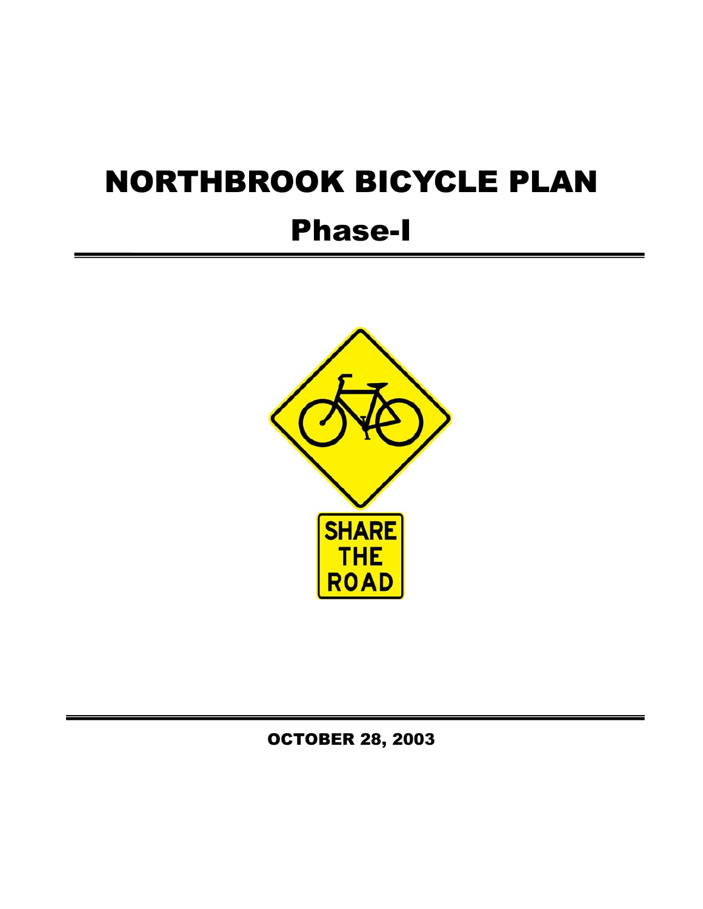# NORTHBROOK BICYCLE PLAN

## Phase-I

OCTOBER 28, 2003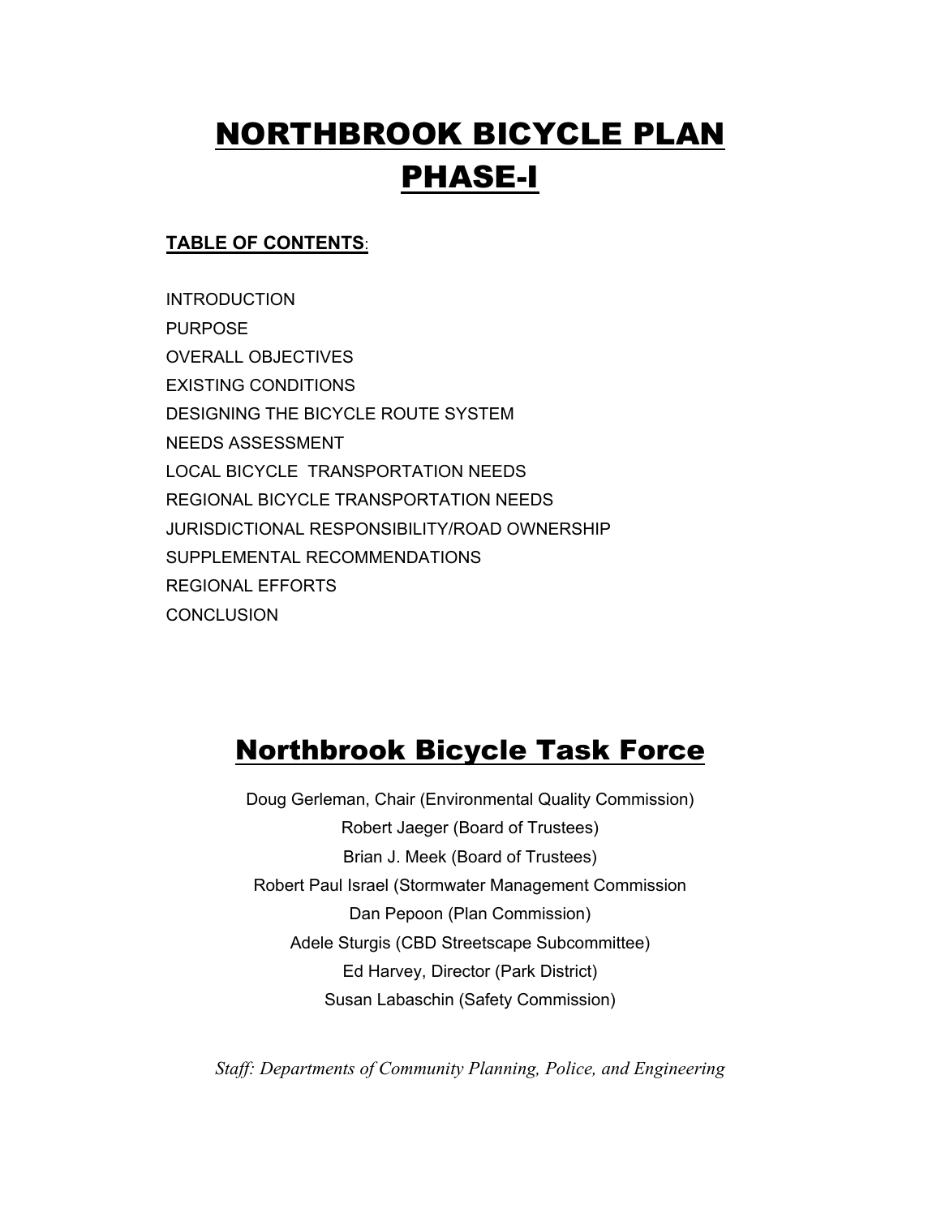# NORTHBROOK BICYCLE PLAN PHASE-I

**TABLE OF CONTENTS**:

INTRODUCTION
PURPOSE
OVERALL OBJECTIVES
EXISTING CONDITIONS
DESIGNING THE BICYCLE ROUTE SYSTEM
NEEDS ASSESSMENT
LOCAL BICYCLE TRANSPORTATION NEEDS
REGIONAL BICYCLE TRANSPORTATION NEEDS
JURISDICTIONAL RESPONSIBILITY/ROAD OWNERSHIP
SUPPLEMENTAL RECOMMENDATIONS
REGIONAL EFFORTS
CONCLUSION

## Northbrook Bicycle Task Force

Doug Gerleman, Chair (Environmental Quality Commission)
Robert Jaeger (Board of Trustees)
Brian J. Meek (Board of Trustees)
Robert Paul Israel (Stormwater Management Commission
Dan Pepoon (Plan Commission)
Adele Sturgis (CBD Streetscape Subcommittee)
Ed Harvey, Director (Park District)
Susan Labaschin (Safety Commission)

*Staff: Departments of Community Planning, Police, and Engineering*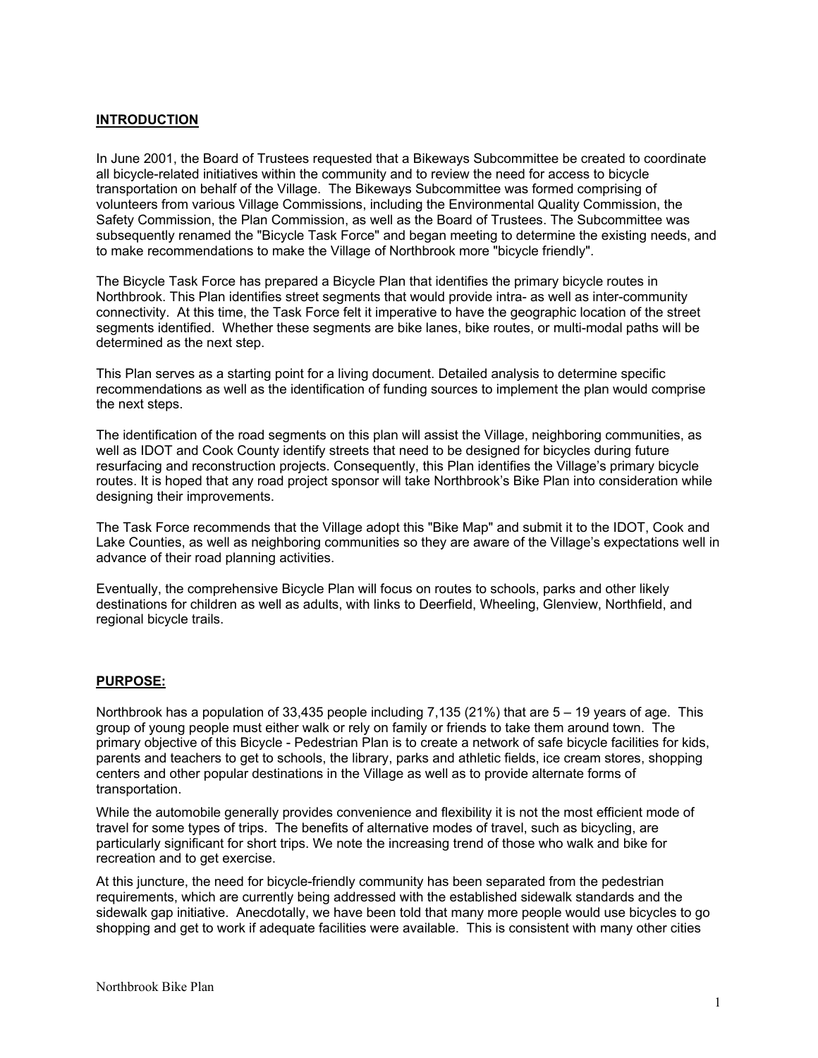## INTRODUCTION

In June 2001, the Board of Trustees requested that a Bikeways Subcommittee be created to coordinate all bicycle-related initiatives within the community and to review the need for access to bicycle transportation on behalf of the Village. The Bikeways Subcommittee was formed comprising of volunteers from various Village Commissions, including the Environmental Quality Commission, the Safety Commission, the Plan Commission, as well as the Board of Trustees. The Subcommittee was subsequently renamed the "Bicycle Task Force" and began meeting to determine the existing needs, and to make recommendations to make the Village of Northbrook more "bicycle friendly".

The Bicycle Task Force has prepared a Bicycle Plan that identifies the primary bicycle routes in Northbrook. This Plan identifies street segments that would provide intra- as well as inter-community connectivity. At this time, the Task Force felt it imperative to have the geographic location of the street segments identified. Whether these segments are bike lanes, bike routes, or multi-modal paths will be determined as the next step.

This Plan serves as a starting point for a living document. Detailed analysis to determine specific recommendations as well as the identification of funding sources to implement the plan would comprise the next steps.

The identification of the road segments on this plan will assist the Village, neighboring communities, as well as IDOT and Cook County identify streets that need to be designed for bicycles during future resurfacing and reconstruction projects. Consequently, this Plan identifies the Village's primary bicycle routes. It is hoped that any road project sponsor will take Northbrook's Bike Plan into consideration while designing their improvements.

The Task Force recommends that the Village adopt this "Bike Map" and submit it to the IDOT, Cook and Lake Counties, as well as neighboring communities so they are aware of the Village's expectations well in advance of their road planning activities.

Eventually, the comprehensive Bicycle Plan will focus on routes to schools, parks and other likely destinations for children as well as adults, with links to Deerfield, Wheeling, Glenview, Northfield, and regional bicycle trails.

## PURPOSE:

Northbrook has a population of 33,435 people including 7,135 (21%) that are 5 – 19 years of age. This group of young people must either walk or rely on family or friends to take them around town. The primary objective of this Bicycle - Pedestrian Plan is to create a network of safe bicycle facilities for kids, parents and teachers to get to schools, the library, parks and athletic fields, ice cream stores, shopping centers and other popular destinations in the Village as well as to provide alternate forms of transportation.

While the automobile generally provides convenience and flexibility it is not the most efficient mode of travel for some types of trips. The benefits of alternative modes of travel, such as bicycling, are particularly significant for short trips. We note the increasing trend of those who walk and bike for recreation and to get exercise.

At this juncture, the need for bicycle-friendly community has been separated from the pedestrian requirements, which are currently being addressed with the established sidewalk standards and the sidewalk gap initiative. Anecdotally, we have been told that many more people would use bicycles to go shopping and get to work if adequate facilities were available. This is consistent with many other cities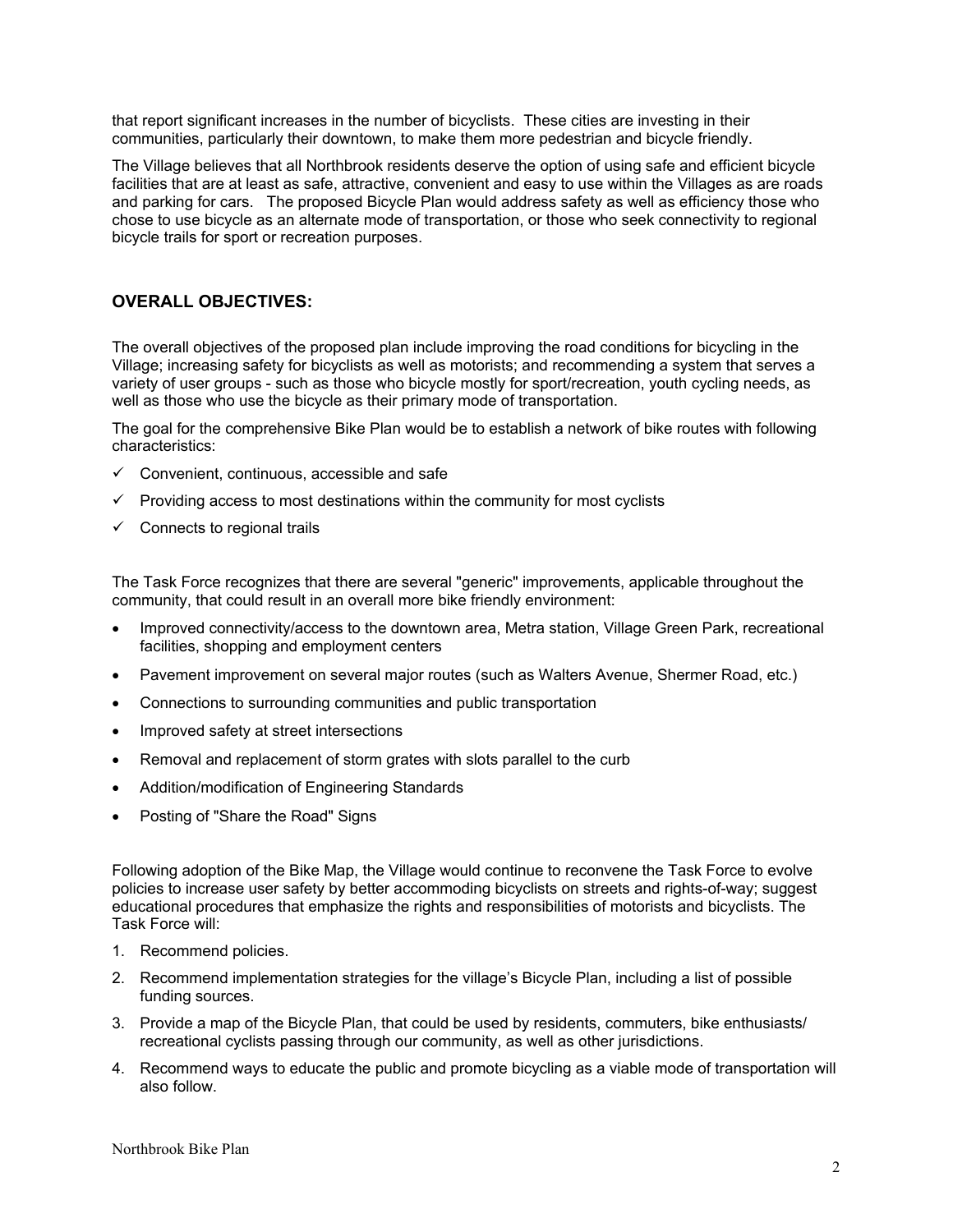that report significant increases in the number of bicyclists. These cities are investing in their communities, particularly their downtown, to make them more pedestrian and bicycle friendly.

The Village believes that all Northbrook residents deserve the option of using safe and efficient bicycle facilities that are at least as safe, attractive, convenient and easy to use within the Villages as are roads and parking for cars. The proposed Bicycle Plan would address safety as well as efficiency those who chose to use bicycle as an alternate mode of transportation, or those who seek connectivity to regional bicycle trails for sport or recreation purposes.

## OVERALL OBJECTIVES:

The overall objectives of the proposed plan include improving the road conditions for bicycling in the Village; increasing safety for bicyclists as well as motorists; and recommending a system that serves a variety of user groups - such as those who bicycle mostly for sport/recreation, youth cycling needs, as well as those who use the bicycle as their primary mode of transportation.

The goal for the comprehensive Bike Plan would be to establish a network of bike routes with following characteristics:

- ✓ Convenient, continuous, accessible and safe
- ✓ Providing access to most destinations within the community for most cyclists
- ✓ Connects to regional trails

The Task Force recognizes that there are several "generic" improvements, applicable throughout the community, that could result in an overall more bike friendly environment:

- Improved connectivity/access to the downtown area, Metra station, Village Green Park, recreational facilities, shopping and employment centers
- Pavement improvement on several major routes (such as Walters Avenue, Shermer Road, etc.)
- Connections to surrounding communities and public transportation
- Improved safety at street intersections
- Removal and replacement of storm grates with slots parallel to the curb
- Addition/modification of Engineering Standards
- Posting of "Share the Road" Signs

Following adoption of the Bike Map, the Village would continue to reconvene the Task Force to evolve policies to increase user safety by better accommoding bicyclists on streets and rights-of-way; suggest educational procedures that emphasize the rights and responsibilities of motorists and bicyclists. The Task Force will:

1. Recommend policies.
2. Recommend implementation strategies for the village's Bicycle Plan, including a list of possible funding sources.
3. Provide a map of the Bicycle Plan, that could be used by residents, commuters, bike enthusiasts/ recreational cyclists passing through our community, as well as other jurisdictions.
4. Recommend ways to educate the public and promote bicycling as a viable mode of transportation will also follow.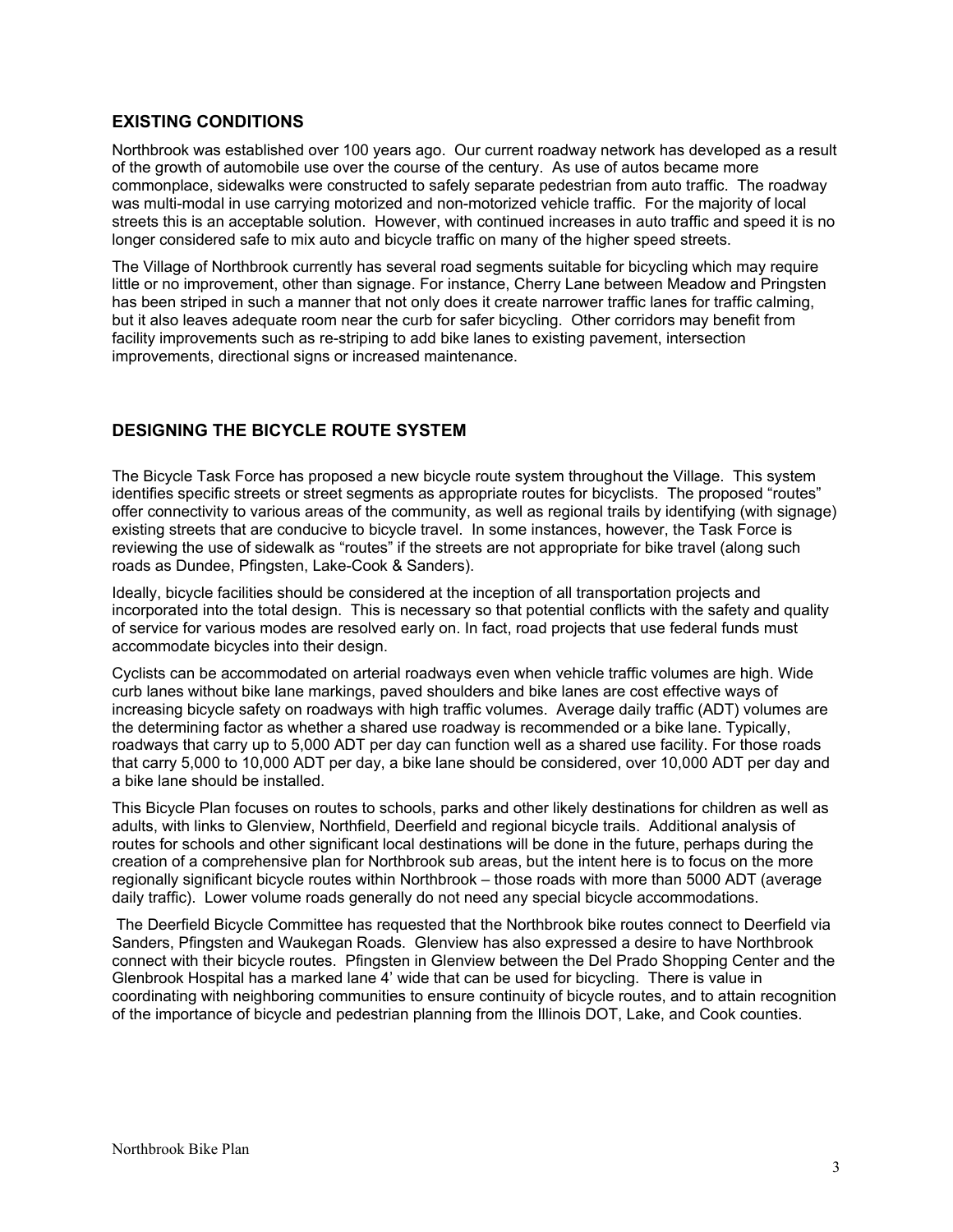## EXISTING CONDITIONS

Northbrook was established over 100 years ago. Our current roadway network has developed as a result of the growth of automobile use over the course of the century. As use of autos became more commonplace, sidewalks were constructed to safely separate pedestrian from auto traffic. The roadway was multi-modal in use carrying motorized and non-motorized vehicle traffic. For the majority of local streets this is an acceptable solution. However, with continued increases in auto traffic and speed it is no longer considered safe to mix auto and bicycle traffic on many of the higher speed streets.

The Village of Northbrook currently has several road segments suitable for bicycling which may require little or no improvement, other than signage. For instance, Cherry Lane between Meadow and Pringsten has been striped in such a manner that not only does it create narrower traffic lanes for traffic calming, but it also leaves adequate room near the curb for safer bicycling. Other corridors may benefit from facility improvements such as re-striping to add bike lanes to existing pavement, intersection improvements, directional signs or increased maintenance.

## DESIGNING THE BICYCLE ROUTE SYSTEM

The Bicycle Task Force has proposed a new bicycle route system throughout the Village. This system identifies specific streets or street segments as appropriate routes for bicyclists. The proposed "routes" offer connectivity to various areas of the community, as well as regional trails by identifying (with signage) existing streets that are conducive to bicycle travel. In some instances, however, the Task Force is reviewing the use of sidewalk as "routes" if the streets are not appropriate for bike travel (along such roads as Dundee, Pfingsten, Lake-Cook & Sanders).

Ideally, bicycle facilities should be considered at the inception of all transportation projects and incorporated into the total design. This is necessary so that potential conflicts with the safety and quality of service for various modes are resolved early on. In fact, road projects that use federal funds must accommodate bicycles into their design.

Cyclists can be accommodated on arterial roadways even when vehicle traffic volumes are high. Wide curb lanes without bike lane markings, paved shoulders and bike lanes are cost effective ways of increasing bicycle safety on roadways with high traffic volumes. Average daily traffic (ADT) volumes are the determining factor as whether a shared use roadway is recommended or a bike lane. Typically, roadways that carry up to 5,000 ADT per day can function well as a shared use facility. For those roads that carry 5,000 to 10,000 ADT per day, a bike lane should be considered, over 10,000 ADT per day and a bike lane should be installed.

This Bicycle Plan focuses on routes to schools, parks and other likely destinations for children as well as adults, with links to Glenview, Northfield, Deerfield and regional bicycle trails. Additional analysis of routes for schools and other significant local destinations will be done in the future, perhaps during the creation of a comprehensive plan for Northbrook sub areas, but the intent here is to focus on the more regionally significant bicycle routes within Northbrook – those roads with more than 5000 ADT (average daily traffic). Lower volume roads generally do not need any special bicycle accommodations.

The Deerfield Bicycle Committee has requested that the Northbrook bike routes connect to Deerfield via Sanders, Pfingsten and Waukegan Roads. Glenview has also expressed a desire to have Northbrook connect with their bicycle routes. Pfingsten in Glenview between the Del Prado Shopping Center and the Glenbrook Hospital has a marked lane 4' wide that can be used for bicycling. There is value in coordinating with neighboring communities to ensure continuity of bicycle routes, and to attain recognition of the importance of bicycle and pedestrian planning from the Illinois DOT, Lake, and Cook counties.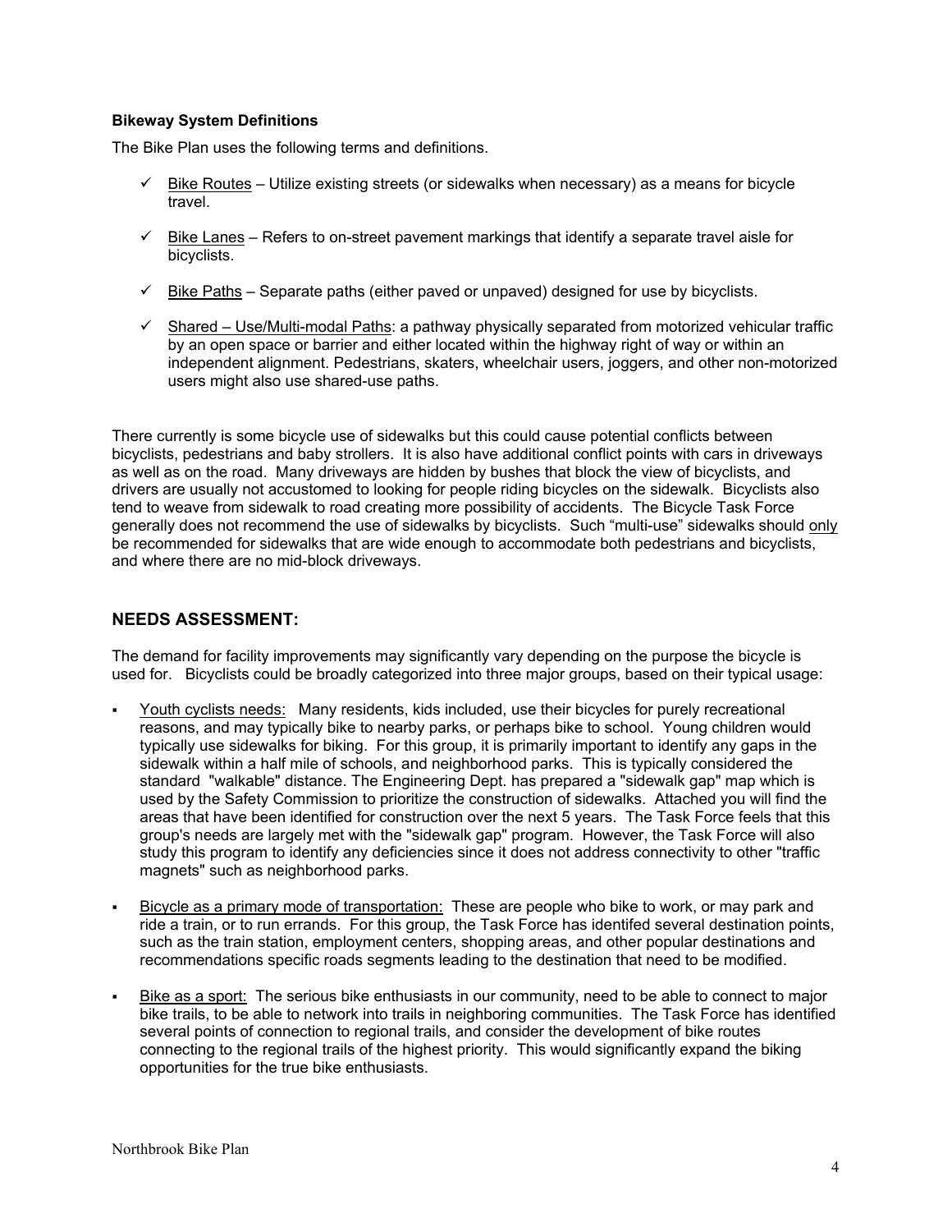### Bikeway System Definitions

The Bike Plan uses the following terms and definitions.

- ✓ Bike Routes – Utilize existing streets (or sidewalks when necessary) as a means for bicycle travel.
- ✓ Bike Lanes – Refers to on-street pavement markings that identify a separate travel aisle for bicyclists.
- ✓ Bike Paths – Separate paths (either paved or unpaved) designed for use by bicyclists.
- ✓ Shared – Use/Multi-modal Paths: a pathway physically separated from motorized vehicular traffic by an open space or barrier and either located within the highway right of way or within an independent alignment. Pedestrians, skaters, wheelchair users, joggers, and other non-motorized users might also use shared-use paths.

There currently is some bicycle use of sidewalks but this could cause potential conflicts between bicyclists, pedestrians and baby strollers. It is also have additional conflict points with cars in driveways as well as on the road. Many driveways are hidden by bushes that block the view of bicyclists, and drivers are usually not accustomed to looking for people riding bicycles on the sidewalk. Bicyclists also tend to weave from sidewalk to road creating more possibility of accidents. The Bicycle Task Force generally does not recommend the use of sidewalks by bicyclists. Such "multi-use" sidewalks should only be recommended for sidewalks that are wide enough to accommodate both pedestrians and bicyclists, and where there are no mid-block driveways.

## NEEDS ASSESSMENT:

The demand for facility improvements may significantly vary depending on the purpose the bicycle is used for. Bicyclists could be broadly categorized into three major groups, based on their typical usage:

- Youth cyclists needs: Many residents, kids included, use their bicycles for purely recreational reasons, and may typically bike to nearby parks, or perhaps bike to school. Young children would typically use sidewalks for biking. For this group, it is primarily important to identify any gaps in the sidewalk within a half mile of schools, and neighborhood parks. This is typically considered the standard "walkable" distance. The Engineering Dept. has prepared a "sidewalk gap" map which is used by the Safety Commission to prioritize the construction of sidewalks. Attached you will find the areas that have been identified for construction over the next 5 years. The Task Force feels that this group's needs are largely met with the "sidewalk gap" program. However, the Task Force will also study this program to identify any deficiencies since it does not address connectivity to other "traffic magnets" such as neighborhood parks.
- Bicycle as a primary mode of transportation: These are people who bike to work, or may park and ride a train, or to run errands. For this group, the Task Force has identifed several destination points, such as the train station, employment centers, shopping areas, and other popular destinations and recommendations specific roads segments leading to the destination that need to be modified.
- Bike as a sport: The serious bike enthusiasts in our community, need to be able to connect to major bike trails, to be able to network into trails in neighboring communities. The Task Force has identified several points of connection to regional trails, and consider the development of bike routes connecting to the regional trails of the highest priority. This would significantly expand the biking opportunities for the true bike enthusiasts.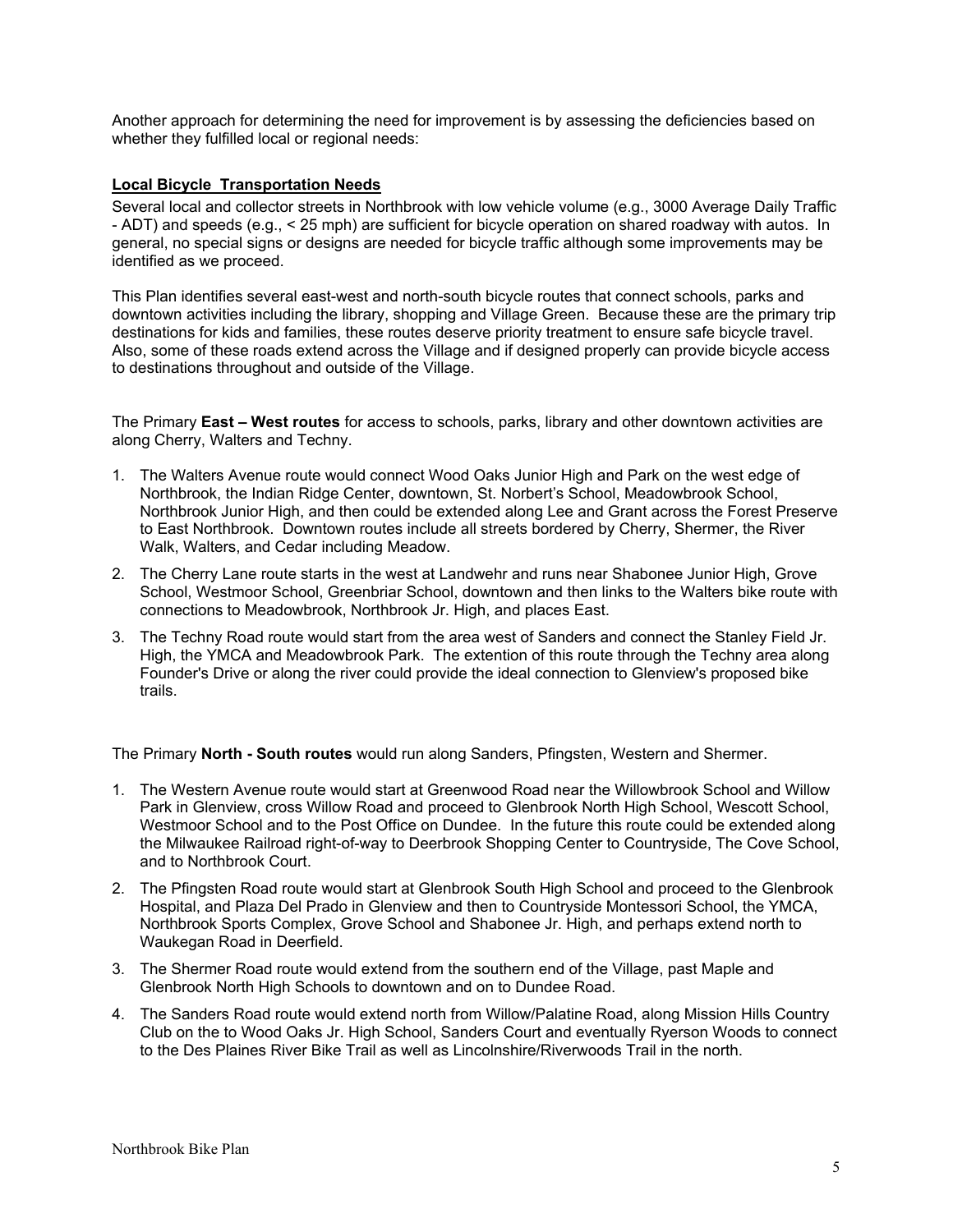Another approach for determining the need for improvement is by assessing the deficiencies based on whether they fulfilled local or regional needs:

## Local Bicycle Transportation Needs

Several local and collector streets in Northbrook with low vehicle volume (e.g., 3000 Average Daily Traffic - ADT) and speeds (e.g., < 25 mph) are sufficient for bicycle operation on shared roadway with autos. In general, no special signs or designs are needed for bicycle traffic although some improvements may be identified as we proceed.

This Plan identifies several east-west and north-south bicycle routes that connect schools, parks and downtown activities including the library, shopping and Village Green. Because these are the primary trip destinations for kids and families, these routes deserve priority treatment to ensure safe bicycle travel. Also, some of these roads extend across the Village and if designed properly can provide bicycle access to destinations throughout and outside of the Village.

The Primary **East – West routes** for access to schools, parks, library and other downtown activities are along Cherry, Walters and Techny.

1. The Walters Avenue route would connect Wood Oaks Junior High and Park on the west edge of Northbrook, the Indian Ridge Center, downtown, St. Norbert's School, Meadowbrook School, Northbrook Junior High, and then could be extended along Lee and Grant across the Forest Preserve to East Northbrook. Downtown routes include all streets bordered by Cherry, Shermer, the River Walk, Walters, and Cedar including Meadow.
2. The Cherry Lane route starts in the west at Landwehr and runs near Shabonee Junior High, Grove School, Westmoor School, Greenbriar School, downtown and then links to the Walters bike route with connections to Meadowbrook, Northbrook Jr. High, and places East.
3. The Techny Road route would start from the area west of Sanders and connect the Stanley Field Jr. High, the YMCA and Meadowbrook Park. The extention of this route through the Techny area along Founder's Drive or along the river could provide the ideal connection to Glenview's proposed bike trails.

The Primary **North - South routes** would run along Sanders, Pfingsten, Western and Shermer.

1. The Western Avenue route would start at Greenwood Road near the Willowbrook School and Willow Park in Glenview, cross Willow Road and proceed to Glenbrook North High School, Wescott School, Westmoor School and to the Post Office on Dundee. In the future this route could be extended along the Milwaukee Railroad right-of-way to Deerbrook Shopping Center to Countryside, The Cove School, and to Northbrook Court.
2. The Pfingsten Road route would start at Glenbrook South High School and proceed to the Glenbrook Hospital, and Plaza Del Prado in Glenview and then to Countryside Montessori School, the YMCA, Northbrook Sports Complex, Grove School and Shabonee Jr. High, and perhaps extend north to Waukegan Road in Deerfield.
3. The Shermer Road route would extend from the southern end of the Village, past Maple and Glenbrook North High Schools to downtown and on to Dundee Road.
4. The Sanders Road route would extend north from Willow/Palatine Road, along Mission Hills Country Club on the to Wood Oaks Jr. High School, Sanders Court and eventually Ryerson Woods to connect to the Des Plaines River Bike Trail as well as Lincolnshire/Riverwoods Trail in the north.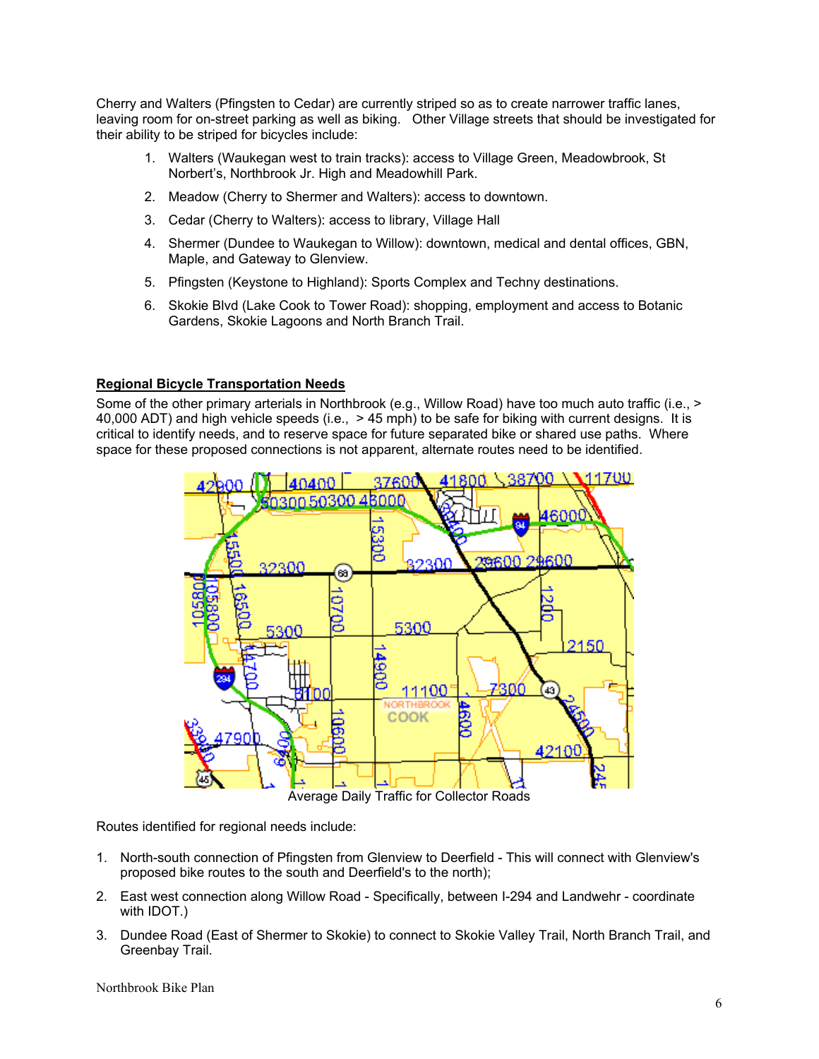Cherry and Walters (Pfingsten to Cedar) are currently striped so as to create narrower traffic lanes, leaving room for on-street parking as well as biking. Other Village streets that should be investigated for their ability to be striped for bicycles include:

1. Walters (Waukegan west to train tracks): access to Village Green, Meadowbrook, St Norbert's, Northbrook Jr. High and Meadowhill Park.
2. Meadow (Cherry to Shermer and Walters): access to downtown.
3. Cedar (Cherry to Walters): access to library, Village Hall
4. Shermer (Dundee to Waukegan to Willow): downtown, medical and dental offices, GBN, Maple, and Gateway to Glenview.
5. Pfingsten (Keystone to Highland): Sports Complex and Techny destinations.
6. Skokie Blvd (Lake Cook to Tower Road): shopping, employment and access to Botanic Gardens, Skokie Lagoons and North Branch Trail.

**Regional Bicycle Transportation Needs**

Some of the other primary arterials in Northbrook (e.g., Willow Road) have too much auto traffic (i.e., > 40,000 ADT) and high vehicle speeds (i.e., > 45 mph) to be safe for biking with current designs. It is critical to identify needs, and to reserve space for future separated bike or shared use paths. Where space for these proposed connections is not apparent, alternate routes need to be identified.

Average Daily Traffic for Collector Roads

Routes identified for regional needs include:

1. North-south connection of Pfingsten from Glenview to Deerfield - This will connect with Glenview's proposed bike routes to the south and Deerfield's to the north);
2. East west connection along Willow Road - Specifically, between I-294 and Landwehr - coordinate with IDOT.)
3. Dundee Road (East of Shermer to Skokie) to connect to Skokie Valley Trail, North Branch Trail, and Greenbay Trail.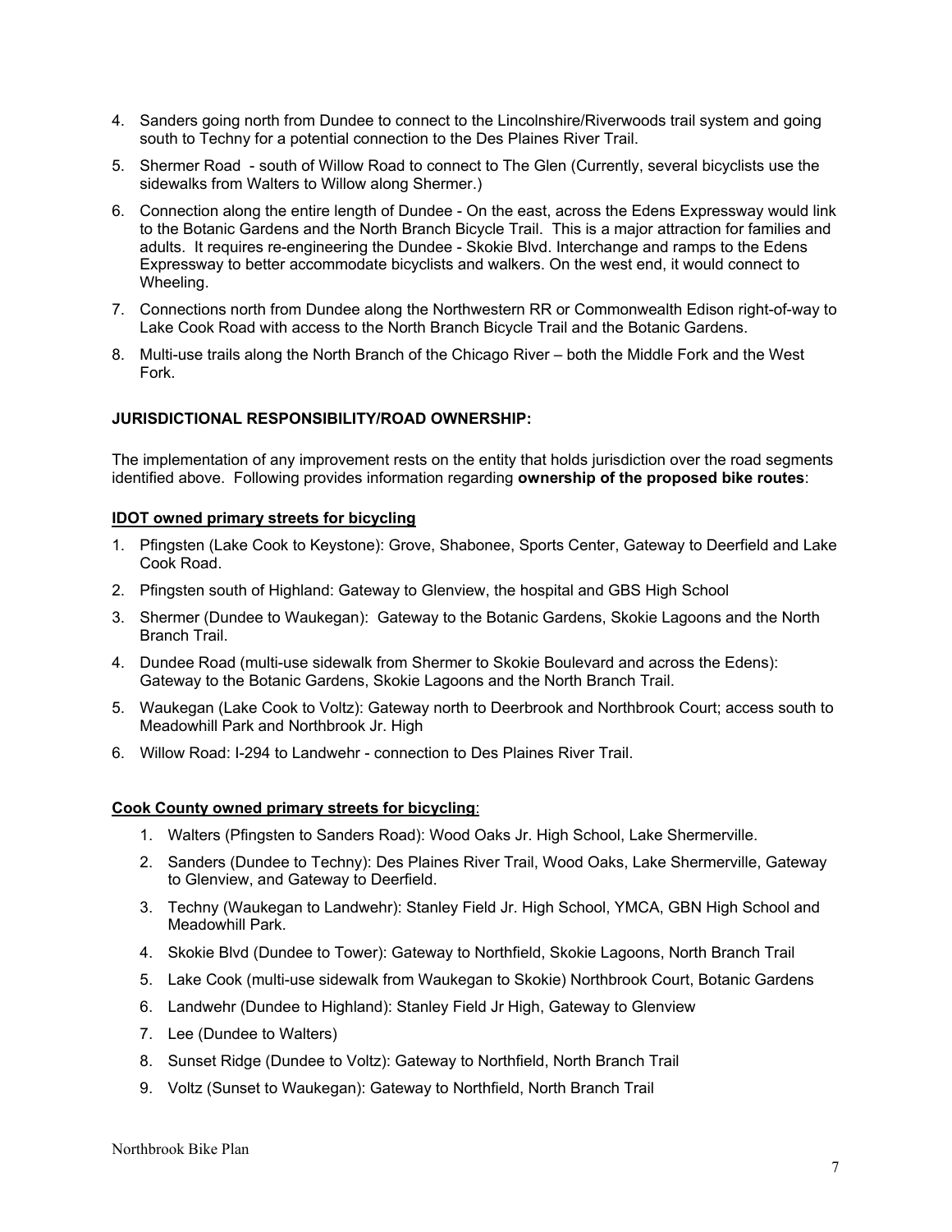4. Sanders going north from Dundee to connect to the Lincolnshire/Riverwoods trail system and going south to Techny for a potential connection to the Des Plaines River Trail.
5. Shermer Road - south of Willow Road to connect to The Glen (Currently, several bicyclists use the sidewalks from Walters to Willow along Shermer.)
6. Connection along the entire length of Dundee - On the east, across the Edens Expressway would link to the Botanic Gardens and the North Branch Bicycle Trail. This is a major attraction for families and adults. It requires re-engineering the Dundee - Skokie Blvd. Interchange and ramps to the Edens Expressway to better accommodate bicyclists and walkers. On the west end, it would connect to Wheeling.
7. Connections north from Dundee along the Northwestern RR or Commonwealth Edison right-of-way to Lake Cook Road with access to the North Branch Bicycle Trail and the Botanic Gardens.
8. Multi-use trails along the North Branch of the Chicago River – both the Middle Fork and the West Fork.

**JURISDICTIONAL RESPONSIBILITY/ROAD OWNERSHIP:**

The implementation of any improvement rests on the entity that holds jurisdiction over the road segments identified above. Following provides information regarding **ownership of the proposed bike routes**:

**IDOT owned primary streets for bicycling**

1. Pfingsten (Lake Cook to Keystone): Grove, Shabonee, Sports Center, Gateway to Deerfield and Lake Cook Road.
2. Pfingsten south of Highland: Gateway to Glenview, the hospital and GBS High School
3. Shermer (Dundee to Waukegan): Gateway to the Botanic Gardens, Skokie Lagoons and the North Branch Trail.
4. Dundee Road (multi-use sidewalk from Shermer to Skokie Boulevard and across the Edens): Gateway to the Botanic Gardens, Skokie Lagoons and the North Branch Trail.
5. Waukegan (Lake Cook to Voltz): Gateway north to Deerbrook and Northbrook Court; access south to Meadowhill Park and Northbrook Jr. High
6. Willow Road: I-294 to Landwehr - connection to Des Plaines River Trail.

**Cook County owned primary streets for bicycling**:

1. Walters (Pfingsten to Sanders Road): Wood Oaks Jr. High School, Lake Shermerville.
2. Sanders (Dundee to Techny): Des Plaines River Trail, Wood Oaks, Lake Shermerville, Gateway to Glenview, and Gateway to Deerfield.
3. Techny (Waukegan to Landwehr): Stanley Field Jr. High School, YMCA, GBN High School and Meadowhill Park.
4. Skokie Blvd (Dundee to Tower): Gateway to Northfield, Skokie Lagoons, North Branch Trail
5. Lake Cook (multi-use sidewalk from Waukegan to Skokie) Northbrook Court, Botanic Gardens
6. Landwehr (Dundee to Highland): Stanley Field Jr High, Gateway to Glenview
7. Lee (Dundee to Walters)
8. Sunset Ridge (Dundee to Voltz): Gateway to Northfield, North Branch Trail
9. Voltz (Sunset to Waukegan): Gateway to Northfield, North Branch Trail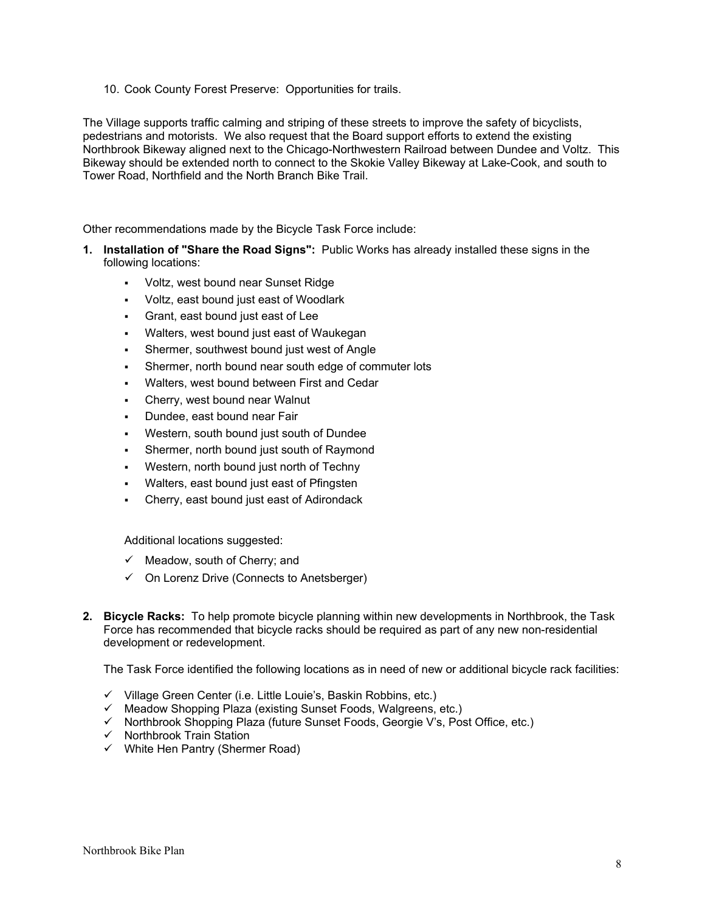10. Cook County Forest Preserve: Opportunities for trails.

The Village supports traffic calming and striping of these streets to improve the safety of bicyclists, pedestrians and motorists. We also request that the Board support efforts to extend the existing Northbrook Bikeway aligned next to the Chicago-Northwestern Railroad between Dundee and Voltz. This Bikeway should be extended north to connect to the Skokie Valley Bikeway at Lake-Cook, and south to Tower Road, Northfield and the North Branch Bike Trail.

Other recommendations made by the Bicycle Task Force include:

1. **Installation of "Share the Road Signs":** Public Works has already installed these signs in the following locations:

   - Voltz, west bound near Sunset Ridge
   - Voltz, east bound just east of Woodlark
   - Grant, east bound just east of Lee
   - Walters, west bound just east of Waukegan
   - Shermer, southwest bound just west of Angle
   - Shermer, north bound near south edge of commuter lots
   - Walters, west bound between First and Cedar
   - Cherry, west bound near Walnut
   - Dundee, east bound near Fair
   - Western, south bound just south of Dundee
   - Shermer, north bound just south of Raymond
   - Western, north bound just north of Techny
   - Walters, east bound just east of Pfingsten
   - Cherry, east bound just east of Adirondack

   Additional locations suggested:

   - ✓ Meadow, south of Cherry; and
   - ✓ On Lorenz Drive (Connects to Anetsberger)

2. **Bicycle Racks:** To help promote bicycle planning within new developments in Northbrook, the Task Force has recommended that bicycle racks should be required as part of any new non-residential development or redevelopment.

   The Task Force identified the following locations as in need of new or additional bicycle rack facilities:

   - ✓ Village Green Center (i.e. Little Louie's, Baskin Robbins, etc.)
   - ✓ Meadow Shopping Plaza (existing Sunset Foods, Walgreens, etc.)
   - ✓ Northbrook Shopping Plaza (future Sunset Foods, Georgie V's, Post Office, etc.)
   - ✓ Northbrook Train Station
   - ✓ White Hen Pantry (Shermer Road)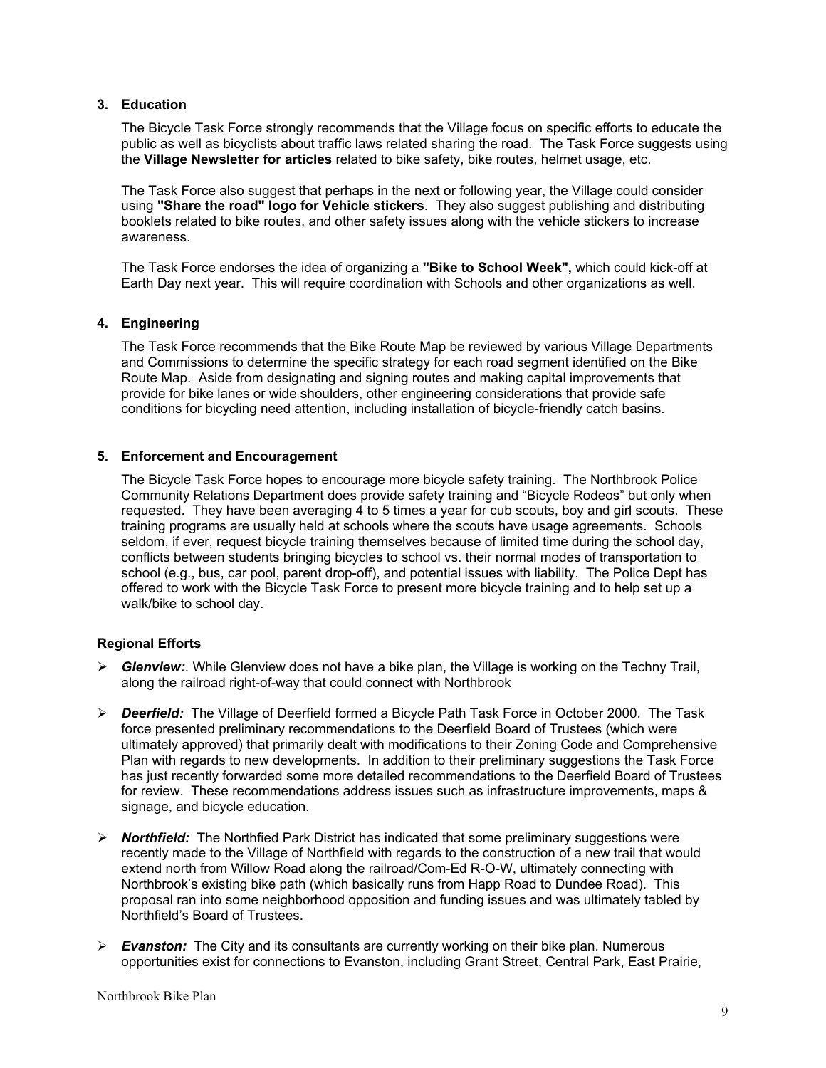### 3. Education

The Bicycle Task Force strongly recommends that the Village focus on specific efforts to educate the public as well as bicyclists about traffic laws related sharing the road. The Task Force suggests using the **Village Newsletter for articles** related to bike safety, bike routes, helmet usage, etc.

The Task Force also suggest that perhaps in the next or following year, the Village could consider using **"Share the road" logo for Vehicle stickers**. They also suggest publishing and distributing booklets related to bike routes, and other safety issues along with the vehicle stickers to increase awareness.

The Task Force endorses the idea of organizing a **"Bike to School Week",** which could kick-off at Earth Day next year. This will require coordination with Schools and other organizations as well.

### 4. Engineering

The Task Force recommends that the Bike Route Map be reviewed by various Village Departments and Commissions to determine the specific strategy for each road segment identified on the Bike Route Map. Aside from designating and signing routes and making capital improvements that provide for bike lanes or wide shoulders, other engineering considerations that provide safe conditions for bicycling need attention, including installation of bicycle-friendly catch basins.

### 5. Enforcement and Encouragement

The Bicycle Task Force hopes to encourage more bicycle safety training. The Northbrook Police Community Relations Department does provide safety training and “Bicycle Rodeos” but only when requested. They have been averaging 4 to 5 times a year for cub scouts, boy and girl scouts. These training programs are usually held at schools where the scouts have usage agreements. Schools seldom, if ever, request bicycle training themselves because of limited time during the school day, conflicts between students bringing bicycles to school vs. their normal modes of transportation to school (e.g., bus, car pool, parent drop-off), and potential issues with liability. The Police Dept has offered to work with the Bicycle Task Force to present more bicycle training and to help set up a walk/bike to school day.

### Regional Efforts

- ***Glenview:***. While Glenview does not have a bike plan, the Village is working on the Techny Trail, along the railroad right-of-way that could connect with Northbrook
- ***Deerfield:*** The Village of Deerfield formed a Bicycle Path Task Force in October 2000. The Task force presented preliminary recommendations to the Deerfield Board of Trustees (which were ultimately approved) that primarily dealt with modifications to their Zoning Code and Comprehensive Plan with regards to new developments. In addition to their preliminary suggestions the Task Force has just recently forwarded some more detailed recommendations to the Deerfield Board of Trustees for review. These recommendations address issues such as infrastructure improvements, maps & signage, and bicycle education.
- ***Northfield:*** The Northfied Park District has indicated that some preliminary suggestions were recently made to the Village of Northfield with regards to the construction of a new trail that would extend north from Willow Road along the railroad/Com-Ed R-O-W, ultimately connecting with Northbrook’s existing bike path (which basically runs from Happ Road to Dundee Road). This proposal ran into some neighborhood opposition and funding issues and was ultimately tabled by Northfield’s Board of Trustees.
- ***Evanston:*** The City and its consultants are currently working on their bike plan. Numerous opportunities exist for connections to Evanston, including Grant Street, Central Park, East Prairie,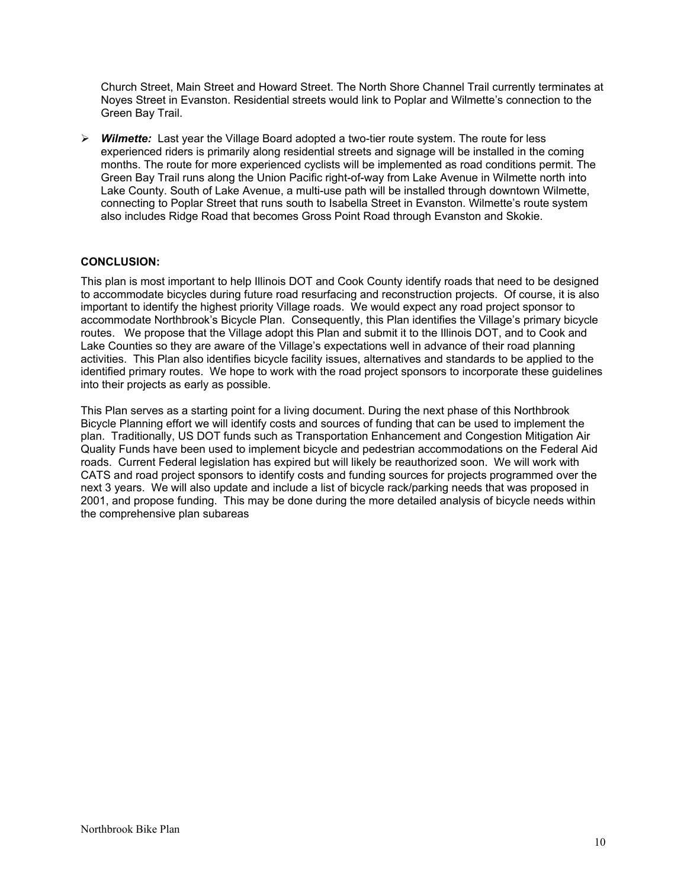Church Street, Main Street and Howard Street. The North Shore Channel Trail currently terminates at Noyes Street in Evanston. Residential streets would link to Poplar and Wilmette's connection to the Green Bay Trail.

- ***Wilmette:*** Last year the Village Board adopted a two-tier route system. The route for less experienced riders is primarily along residential streets and signage will be installed in the coming months. The route for more experienced cyclists will be implemented as road conditions permit. The Green Bay Trail runs along the Union Pacific right-of-way from Lake Avenue in Wilmette north into Lake County. South of Lake Avenue, a multi-use path will be installed through downtown Wilmette, connecting to Poplar Street that runs south to Isabella Street in Evanston. Wilmette's route system also includes Ridge Road that becomes Gross Point Road through Evanston and Skokie.

**CONCLUSION:**

This plan is most important to help Illinois DOT and Cook County identify roads that need to be designed to accommodate bicycles during future road resurfacing and reconstruction projects. Of course, it is also important to identify the highest priority Village roads. We would expect any road project sponsor to accommodate Northbrook's Bicycle Plan. Consequently, this Plan identifies the Village's primary bicycle routes. We propose that the Village adopt this Plan and submit it to the Illinois DOT, and to Cook and Lake Counties so they are aware of the Village's expectations well in advance of their road planning activities. This Plan also identifies bicycle facility issues, alternatives and standards to be applied to the identified primary routes. We hope to work with the road project sponsors to incorporate these guidelines into their projects as early as possible.

This Plan serves as a starting point for a living document. During the next phase of this Northbrook Bicycle Planning effort we will identify costs and sources of funding that can be used to implement the plan. Traditionally, US DOT funds such as Transportation Enhancement and Congestion Mitigation Air Quality Funds have been used to implement bicycle and pedestrian accommodations on the Federal Aid roads. Current Federal legislation has expired but will likely be reauthorized soon. We will work with CATS and road project sponsors to identify costs and funding sources for projects programmed over the next 3 years. We will also update and include a list of bicycle rack/parking needs that was proposed in 2001, and propose funding. This may be done during the more detailed analysis of bicycle needs within the comprehensive plan subareas